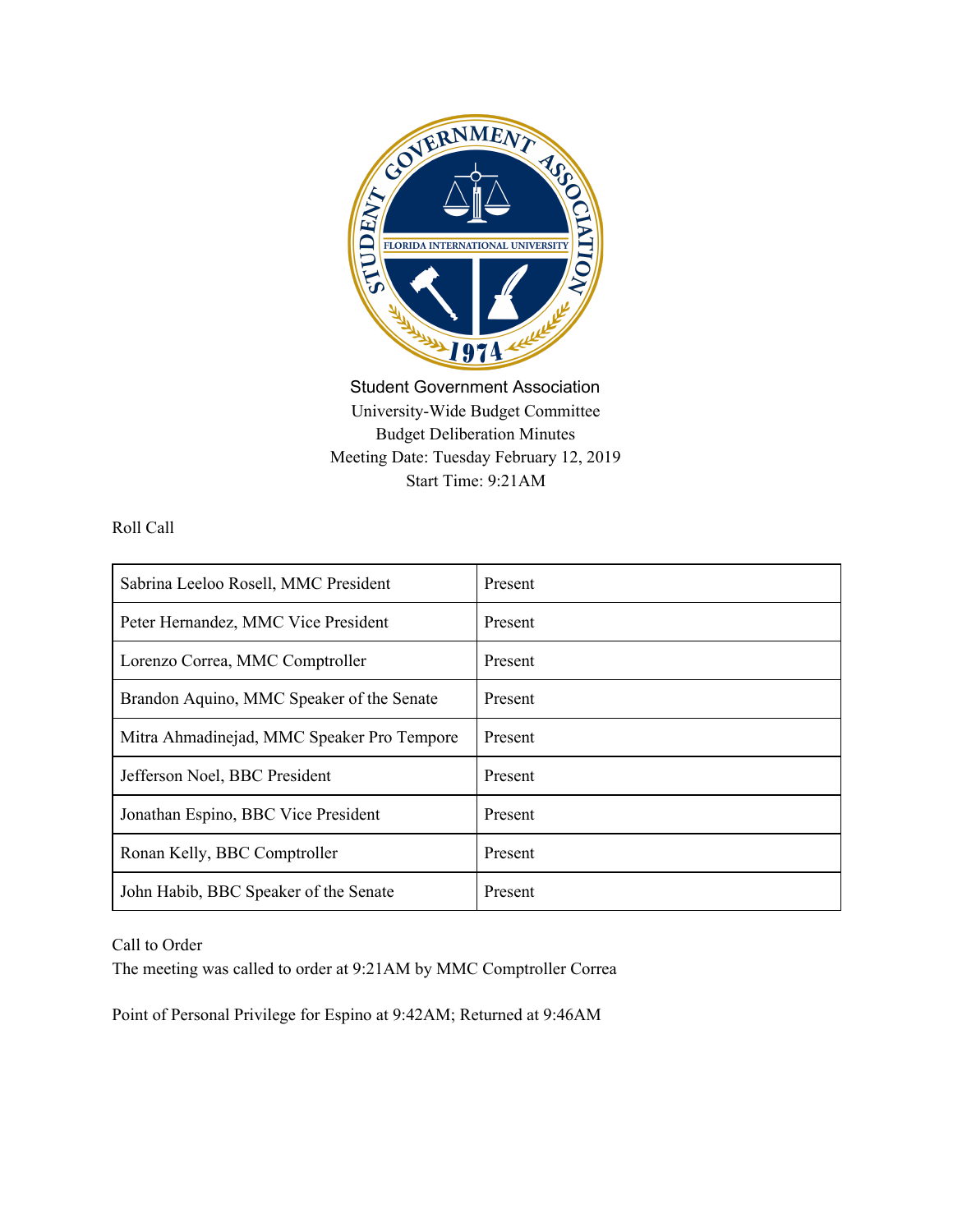Student Government Association
University-Wide Budget Committee
Budget Deliberation Minutes
Meeting Date: Tuesday February 12, 2019
Start Time: 9:21AM

Roll Call

| | |
|---|---|
| Sabrina Leeloo Rosell, MMC President | Present |
| Peter Hernandez, MMC Vice President | Present |
| Lorenzo Correa, MMC Comptroller | Present |
| Brandon Aquino, MMC Speaker of the Senate | Present |
| Mitra Ahmadinejad, MMC Speaker Pro Tempore | Present |
| Jefferson Noel, BBC President | Present |
| Jonathan Espino, BBC Vice President | Present |
| Ronan Kelly, BBC Comptroller | Present |
| John Habib, BBC Speaker of the Senate | Present |

Call to Order
The meeting was called to order at 9:21AM by MMC Comptroller Correa

Point of Personal Privilege for Espino at 9:42AM; Returned at 9:46AM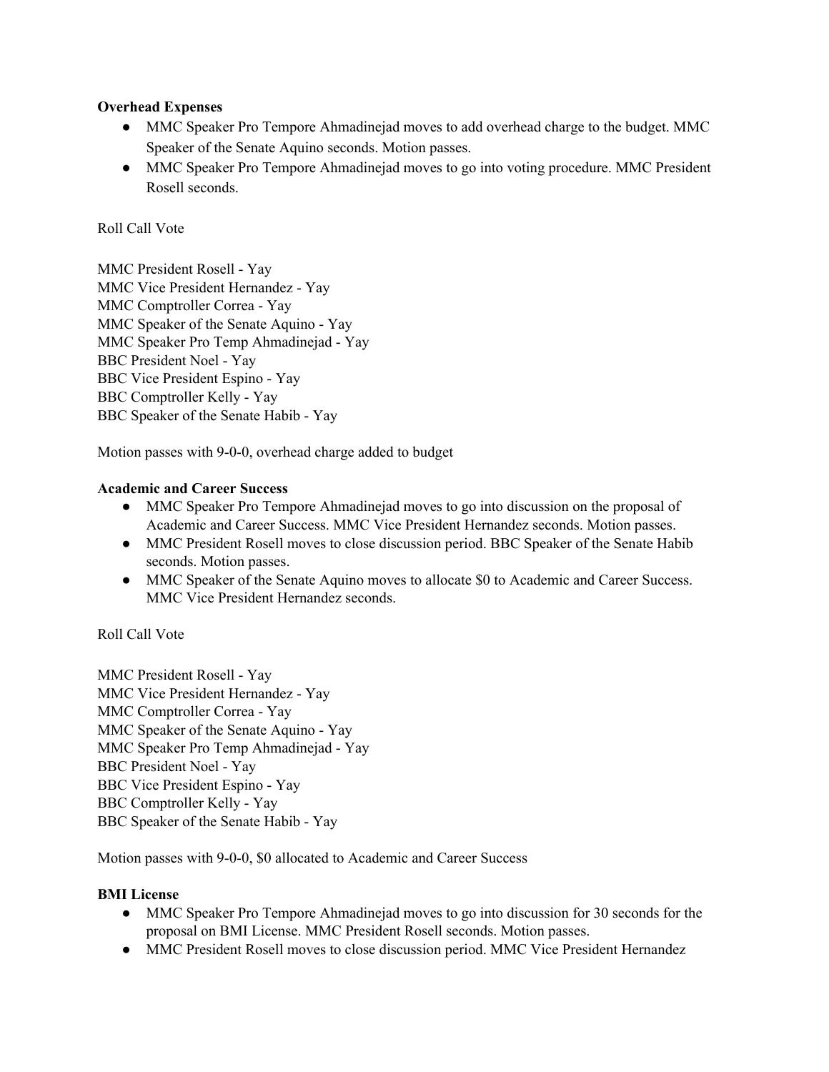**Overhead Expenses**

- MMC Speaker Pro Tempore Ahmadinejad moves to add overhead charge to the budget. MMC Speaker of the Senate Aquino seconds. Motion passes.
- MMC Speaker Pro Tempore Ahmadinejad moves to go into voting procedure. MMC President Rosell seconds.

Roll Call Vote

MMC President Rosell - Yay
MMC Vice President Hernandez - Yay
MMC Comptroller Correa - Yay
MMC Speaker of the Senate Aquino - Yay
MMC Speaker Pro Temp Ahmadinejad - Yay
BBC President Noel - Yay
BBC Vice President Espino - Yay
BBC Comptroller Kelly - Yay
BBC Speaker of the Senate Habib - Yay

Motion passes with 9-0-0, overhead charge added to budget

**Academic and Career Success**

- MMC Speaker Pro Tempore Ahmadinejad moves to go into discussion on the proposal of Academic and Career Success. MMC Vice President Hernandez seconds. Motion passes.
- MMC President Rosell moves to close discussion period. BBC Speaker of the Senate Habib seconds. Motion passes.
- MMC Speaker of the Senate Aquino moves to allocate $0 to Academic and Career Success. MMC Vice President Hernandez seconds.

Roll Call Vote

MMC President Rosell - Yay
MMC Vice President Hernandez - Yay
MMC Comptroller Correa - Yay
MMC Speaker of the Senate Aquino - Yay
MMC Speaker Pro Temp Ahmadinejad - Yay
BBC President Noel - Yay
BBC Vice President Espino - Yay
BBC Comptroller Kelly - Yay
BBC Speaker of the Senate Habib - Yay

Motion passes with 9-0-0, $0 allocated to Academic and Career Success

**BMI License**

- MMC Speaker Pro Tempore Ahmadinejad moves to go into discussion for 30 seconds for the proposal on BMI License. MMC President Rosell seconds. Motion passes.
- MMC President Rosell moves to close discussion period. MMC Vice President Hernandez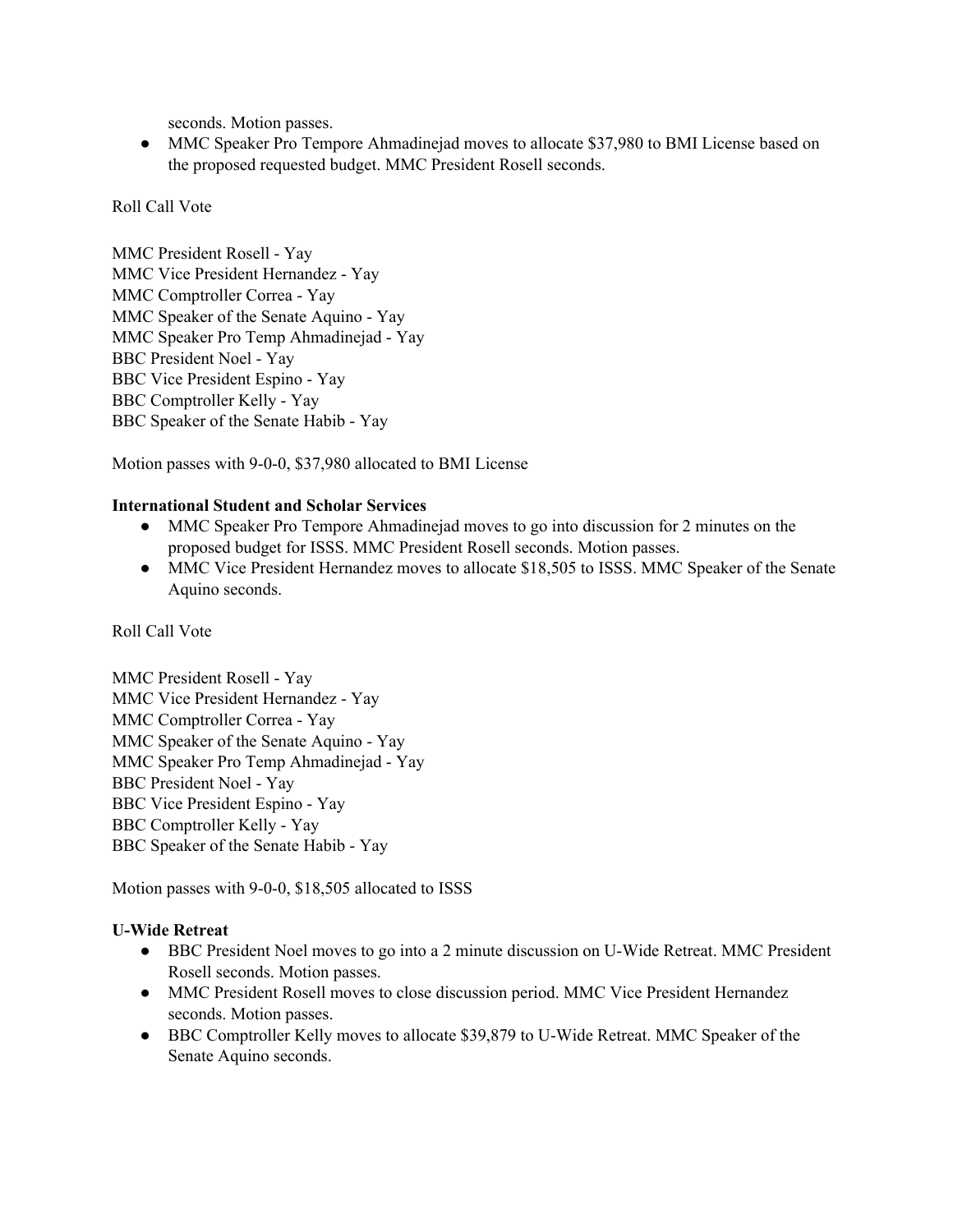seconds. Motion passes.

- MMC Speaker Pro Tempore Ahmadinejad moves to allocate $37,980 to BMI License based on the proposed requested budget. MMC President Rosell seconds.

Roll Call Vote

MMC President Rosell - Yay
MMC Vice President Hernandez - Yay
MMC Comptroller Correa - Yay
MMC Speaker of the Senate Aquino - Yay
MMC Speaker Pro Temp Ahmadinejad - Yay
BBC President Noel - Yay
BBC Vice President Espino - Yay
BBC Comptroller Kelly - Yay
BBC Speaker of the Senate Habib - Yay

Motion passes with 9-0-0, $37,980 allocated to BMI License

**International Student and Scholar Services**

- MMC Speaker Pro Tempore Ahmadinejad moves to go into discussion for 2 minutes on the proposed budget for ISSS. MMC President Rosell seconds. Motion passes.
- MMC Vice President Hernandez moves to allocate $18,505 to ISSS. MMC Speaker of the Senate Aquino seconds.

Roll Call Vote

MMC President Rosell - Yay
MMC Vice President Hernandez - Yay
MMC Comptroller Correa - Yay
MMC Speaker of the Senate Aquino - Yay
MMC Speaker Pro Temp Ahmadinejad - Yay
BBC President Noel - Yay
BBC Vice President Espino - Yay
BBC Comptroller Kelly - Yay
BBC Speaker of the Senate Habib - Yay

Motion passes with 9-0-0, $18,505 allocated to ISSS

**U-Wide Retreat**

- BBC President Noel moves to go into a 2 minute discussion on U-Wide Retreat. MMC President Rosell seconds. Motion passes.
- MMC President Rosell moves to close discussion period. MMC Vice President Hernandez seconds. Motion passes.
- BBC Comptroller Kelly moves to allocate $39,879 to U-Wide Retreat. MMC Speaker of the Senate Aquino seconds.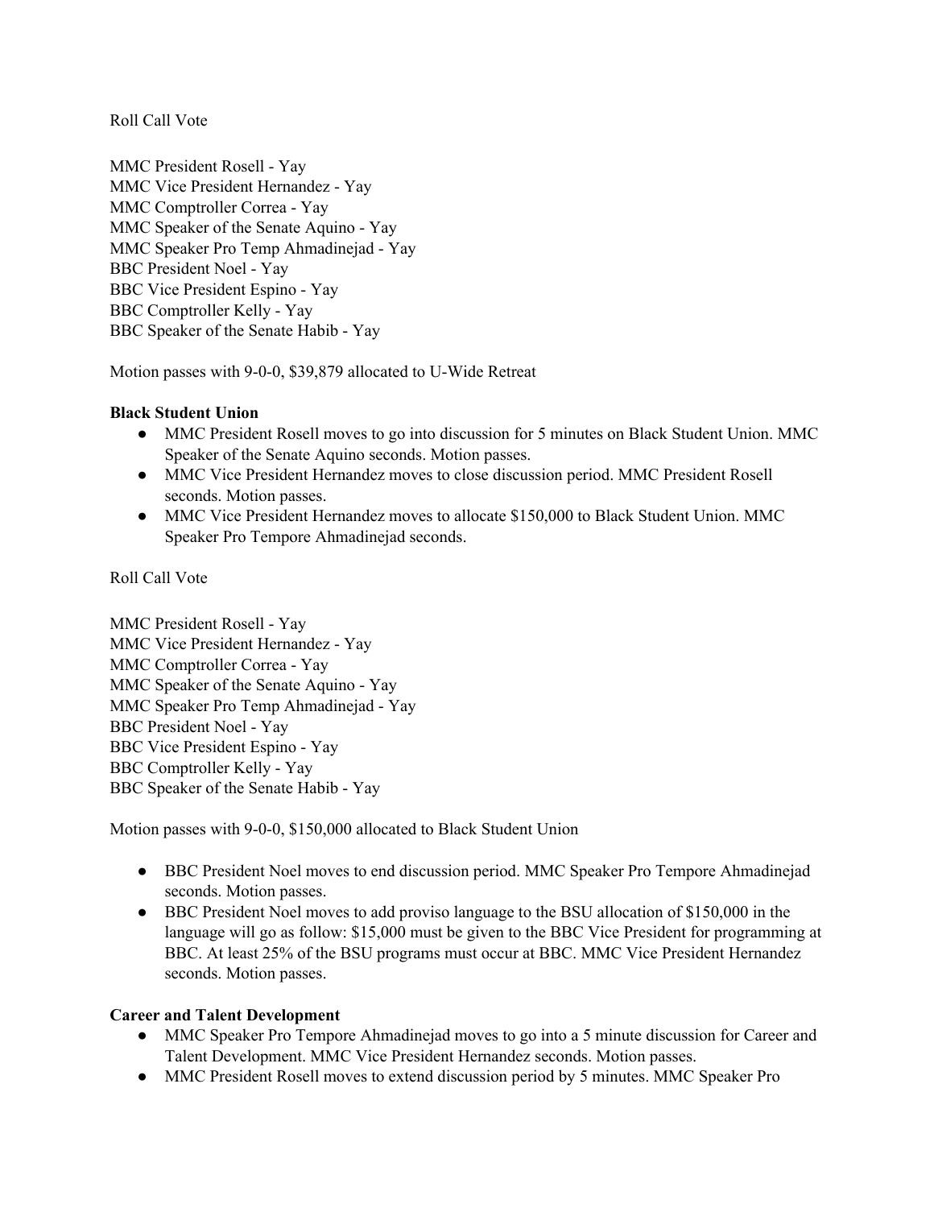Roll Call Vote

MMC President Rosell - Yay
MMC Vice President Hernandez - Yay
MMC Comptroller Correa - Yay
MMC Speaker of the Senate Aquino - Yay
MMC Speaker Pro Temp Ahmadinejad - Yay
BBC President Noel - Yay
BBC Vice President Espino - Yay
BBC Comptroller Kelly - Yay
BBC Speaker of the Senate Habib - Yay

Motion passes with 9-0-0, $39,879 allocated to U-Wide Retreat

**Black Student Union**

- MMC President Rosell moves to go into discussion for 5 minutes on Black Student Union. MMC Speaker of the Senate Aquino seconds. Motion passes.
- MMC Vice President Hernandez moves to close discussion period. MMC President Rosell seconds. Motion passes.
- MMC Vice President Hernandez moves to allocate $150,000 to Black Student Union. MMC Speaker Pro Tempore Ahmadinejad seconds.

Roll Call Vote

MMC President Rosell - Yay
MMC Vice President Hernandez - Yay
MMC Comptroller Correa - Yay
MMC Speaker of the Senate Aquino - Yay
MMC Speaker Pro Temp Ahmadinejad - Yay
BBC President Noel - Yay
BBC Vice President Espino - Yay
BBC Comptroller Kelly - Yay
BBC Speaker of the Senate Habib - Yay

Motion passes with 9-0-0, $150,000 allocated to Black Student Union

- BBC President Noel moves to end discussion period. MMC Speaker Pro Tempore Ahmadinejad seconds. Motion passes.
- BBC President Noel moves to add proviso language to the BSU allocation of $150,000 in the language will go as follow: $15,000 must be given to the BBC Vice President for programming at BBC. At least 25% of the BSU programs must occur at BBC. MMC Vice President Hernandez seconds. Motion passes.

**Career and Talent Development**

- MMC Speaker Pro Tempore Ahmadinejad moves to go into a 5 minute discussion for Career and Talent Development. MMC Vice President Hernandez seconds. Motion passes.
- MMC President Rosell moves to extend discussion period by 5 minutes. MMC Speaker Pro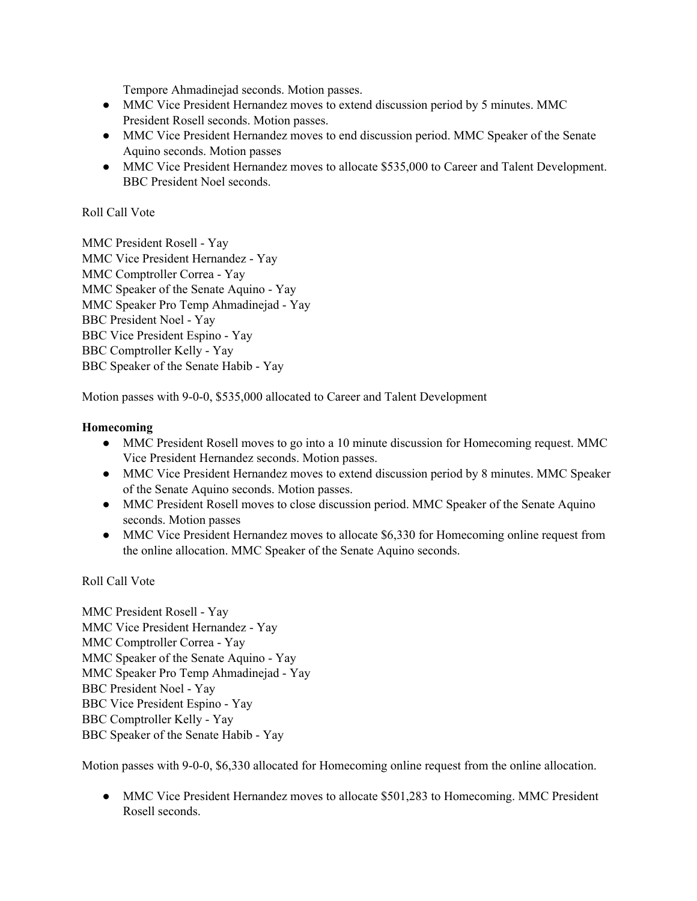Tempore Ahmadinejad seconds. Motion passes.

- MMC Vice President Hernandez moves to extend discussion period by 5 minutes. MMC President Rosell seconds. Motion passes.
- MMC Vice President Hernandez moves to end discussion period. MMC Speaker of the Senate Aquino seconds. Motion passes
- MMC Vice President Hernandez moves to allocate $535,000 to Career and Talent Development. BBC President Noel seconds.

Roll Call Vote

MMC President Rosell - Yay
MMC Vice President Hernandez - Yay
MMC Comptroller Correa - Yay
MMC Speaker of the Senate Aquino - Yay
MMC Speaker Pro Temp Ahmadinejad - Yay
BBC President Noel - Yay
BBC Vice President Espino - Yay
BBC Comptroller Kelly - Yay
BBC Speaker of the Senate Habib - Yay

Motion passes with 9-0-0, $535,000 allocated to Career and Talent Development

**Homecoming**

- MMC President Rosell moves to go into a 10 minute discussion for Homecoming request. MMC Vice President Hernandez seconds. Motion passes.
- MMC Vice President Hernandez moves to extend discussion period by 8 minutes. MMC Speaker of the Senate Aquino seconds. Motion passes.
- MMC President Rosell moves to close discussion period. MMC Speaker of the Senate Aquino seconds. Motion passes
- MMC Vice President Hernandez moves to allocate $6,330 for Homecoming online request from the online allocation. MMC Speaker of the Senate Aquino seconds.

Roll Call Vote

MMC President Rosell - Yay
MMC Vice President Hernandez - Yay
MMC Comptroller Correa - Yay
MMC Speaker of the Senate Aquino - Yay
MMC Speaker Pro Temp Ahmadinejad - Yay
BBC President Noel - Yay
BBC Vice President Espino - Yay
BBC Comptroller Kelly - Yay
BBC Speaker of the Senate Habib - Yay

Motion passes with 9-0-0, $6,330 allocated for Homecoming online request from the online allocation.

- MMC Vice President Hernandez moves to allocate $501,283 to Homecoming. MMC President Rosell seconds.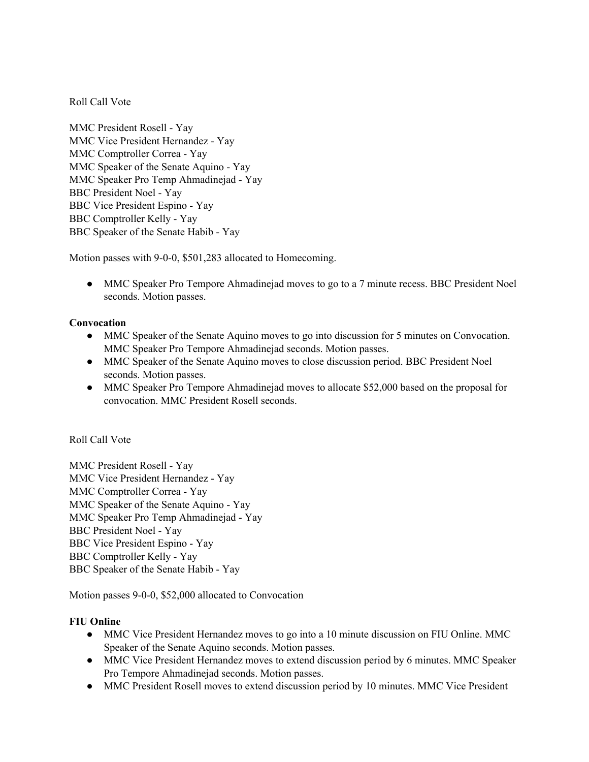Roll Call Vote

MMC President Rosell - Yay
MMC Vice President Hernandez - Yay
MMC Comptroller Correa - Yay
MMC Speaker of the Senate Aquino - Yay
MMC Speaker Pro Temp Ahmadinejad - Yay
BBC President Noel - Yay
BBC Vice President Espino - Yay
BBC Comptroller Kelly - Yay
BBC Speaker of the Senate Habib - Yay

Motion passes with 9-0-0, $501,283 allocated to Homecoming.

- MMC Speaker Pro Tempore Ahmadinejad moves to go to a 7 minute recess. BBC President Noel seconds. Motion passes.

**Convocation**

- MMC Speaker of the Senate Aquino moves to go into discussion for 5 minutes on Convocation. MMC Speaker Pro Tempore Ahmadinejad seconds. Motion passes.
- MMC Speaker of the Senate Aquino moves to close discussion period. BBC President Noel seconds. Motion passes.
- MMC Speaker Pro Tempore Ahmadinejad moves to allocate $52,000 based on the proposal for convocation. MMC President Rosell seconds.

Roll Call Vote

MMC President Rosell - Yay
MMC Vice President Hernandez - Yay
MMC Comptroller Correa - Yay
MMC Speaker of the Senate Aquino - Yay
MMC Speaker Pro Temp Ahmadinejad - Yay
BBC President Noel - Yay
BBC Vice President Espino - Yay
BBC Comptroller Kelly - Yay
BBC Speaker of the Senate Habib - Yay

Motion passes 9-0-0, $52,000 allocated to Convocation

**FIU Online**

- MMC Vice President Hernandez moves to go into a 10 minute discussion on FIU Online. MMC Speaker of the Senate Aquino seconds. Motion passes.
- MMC Vice President Hernandez moves to extend discussion period by 6 minutes. MMC Speaker Pro Tempore Ahmadinejad seconds. Motion passes.
- MMC President Rosell moves to extend discussion period by 10 minutes. MMC Vice President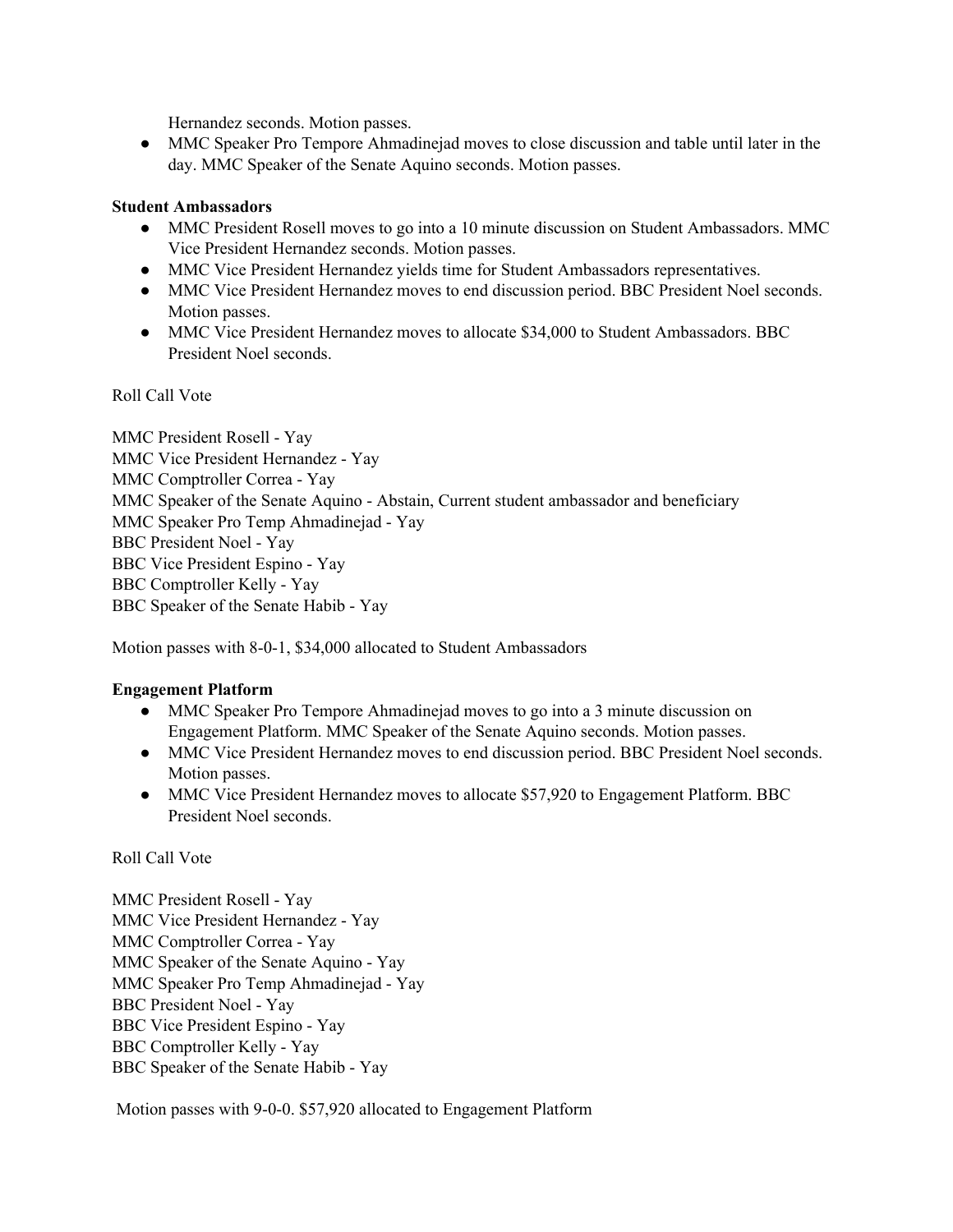Hernandez seconds. Motion passes.

- MMC Speaker Pro Tempore Ahmadinejad moves to close discussion and table until later in the day. MMC Speaker of the Senate Aquino seconds. Motion passes.

**Student Ambassadors**

- MMC President Rosell moves to go into a 10 minute discussion on Student Ambassadors. MMC Vice President Hernandez seconds. Motion passes.
- MMC Vice President Hernandez yields time for Student Ambassadors representatives.
- MMC Vice President Hernandez moves to end discussion period. BBC President Noel seconds. Motion passes.
- MMC Vice President Hernandez moves to allocate $34,000 to Student Ambassadors. BBC President Noel seconds.

Roll Call Vote

MMC President Rosell - Yay
MMC Vice President Hernandez - Yay
MMC Comptroller Correa - Yay
MMC Speaker of the Senate Aquino - Abstain, Current student ambassador and beneficiary
MMC Speaker Pro Temp Ahmadinejad - Yay
BBC President Noel - Yay
BBC Vice President Espino - Yay
BBC Comptroller Kelly - Yay
BBC Speaker of the Senate Habib - Yay

Motion passes with 8-0-1, $34,000 allocated to Student Ambassadors

**Engagement Platform**

- MMC Speaker Pro Tempore Ahmadinejad moves to go into a 3 minute discussion on Engagement Platform. MMC Speaker of the Senate Aquino seconds. Motion passes.
- MMC Vice President Hernandez moves to end discussion period. BBC President Noel seconds. Motion passes.
- MMC Vice President Hernandez moves to allocate $57,920 to Engagement Platform. BBC President Noel seconds.

Roll Call Vote

MMC President Rosell - Yay
MMC Vice President Hernandez - Yay
MMC Comptroller Correa - Yay
MMC Speaker of the Senate Aquino - Yay
MMC Speaker Pro Temp Ahmadinejad - Yay
BBC President Noel - Yay
BBC Vice President Espino - Yay
BBC Comptroller Kelly - Yay
BBC Speaker of the Senate Habib - Yay

Motion passes with 9-0-0. $57,920 allocated to Engagement Platform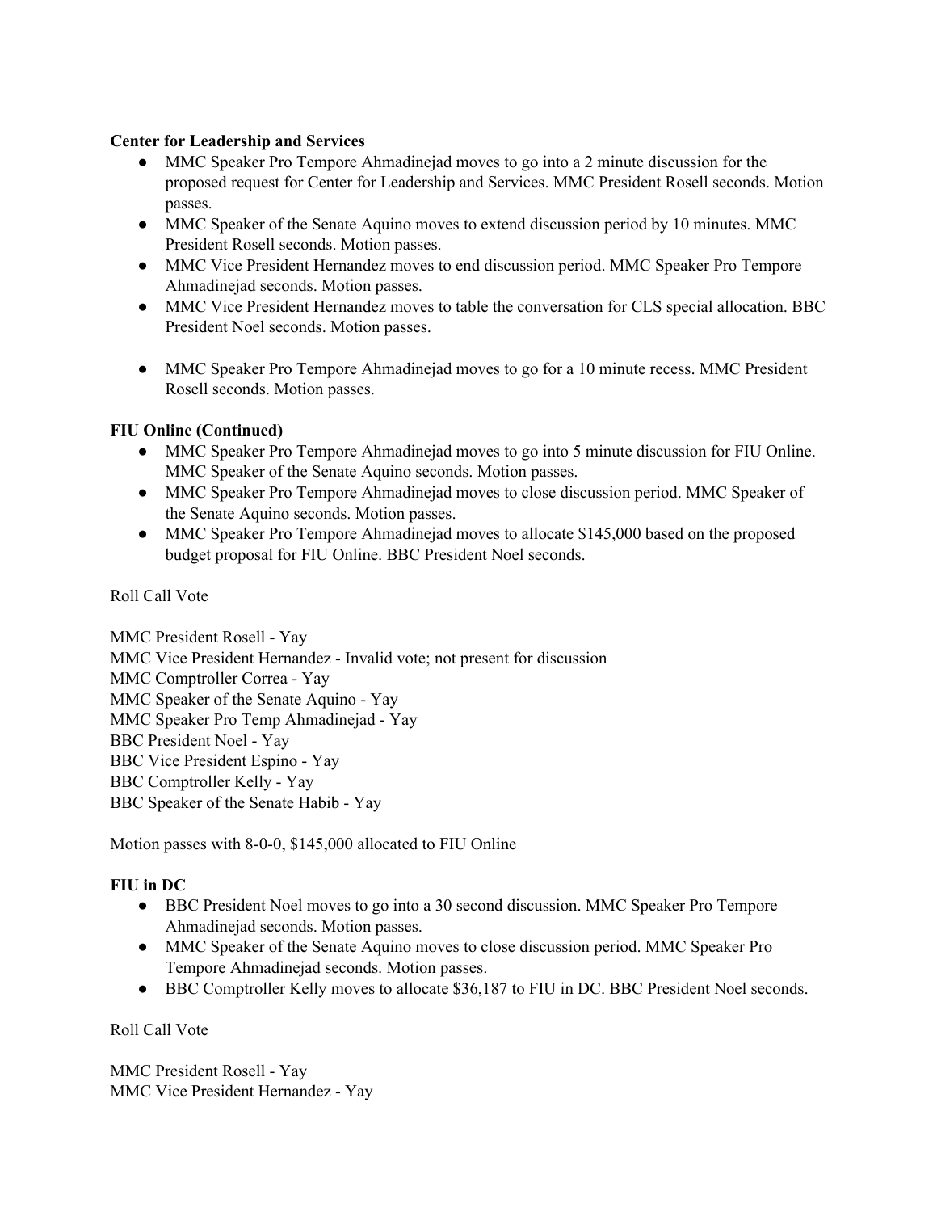**Center for Leadership and Services**

- MMC Speaker Pro Tempore Ahmadinejad moves to go into a 2 minute discussion for the proposed request for Center for Leadership and Services. MMC President Rosell seconds. Motion passes.
- MMC Speaker of the Senate Aquino moves to extend discussion period by 10 minutes. MMC President Rosell seconds. Motion passes.
- MMC Vice President Hernandez moves to end discussion period. MMC Speaker Pro Tempore Ahmadinejad seconds. Motion passes.
- MMC Vice President Hernandez moves to table the conversation for CLS special allocation. BBC President Noel seconds. Motion passes.

- MMC Speaker Pro Tempore Ahmadinejad moves to go for a 10 minute recess. MMC President Rosell seconds. Motion passes.

**FIU Online (Continued)**

- MMC Speaker Pro Tempore Ahmadinejad moves to go into 5 minute discussion for FIU Online. MMC Speaker of the Senate Aquino seconds. Motion passes.
- MMC Speaker Pro Tempore Ahmadinejad moves to close discussion period. MMC Speaker of the Senate Aquino seconds. Motion passes.
- MMC Speaker Pro Tempore Ahmadinejad moves to allocate $145,000 based on the proposed budget proposal for FIU Online. BBC President Noel seconds.

Roll Call Vote

MMC President Rosell - Yay
MMC Vice President Hernandez - Invalid vote; not present for discussion
MMC Comptroller Correa - Yay
MMC Speaker of the Senate Aquino - Yay
MMC Speaker Pro Temp Ahmadinejad - Yay
BBC President Noel - Yay
BBC Vice President Espino - Yay
BBC Comptroller Kelly - Yay
BBC Speaker of the Senate Habib - Yay

Motion passes with 8-0-0, $145,000 allocated to FIU Online

**FIU in DC**

- BBC President Noel moves to go into a 30 second discussion. MMC Speaker Pro Tempore Ahmadinejad seconds. Motion passes.
- MMC Speaker of the Senate Aquino moves to close discussion period. MMC Speaker Pro Tempore Ahmadinejad seconds. Motion passes.
- BBC Comptroller Kelly moves to allocate $36,187 to FIU in DC. BBC President Noel seconds.

Roll Call Vote

MMC President Rosell - Yay
MMC Vice President Hernandez - Yay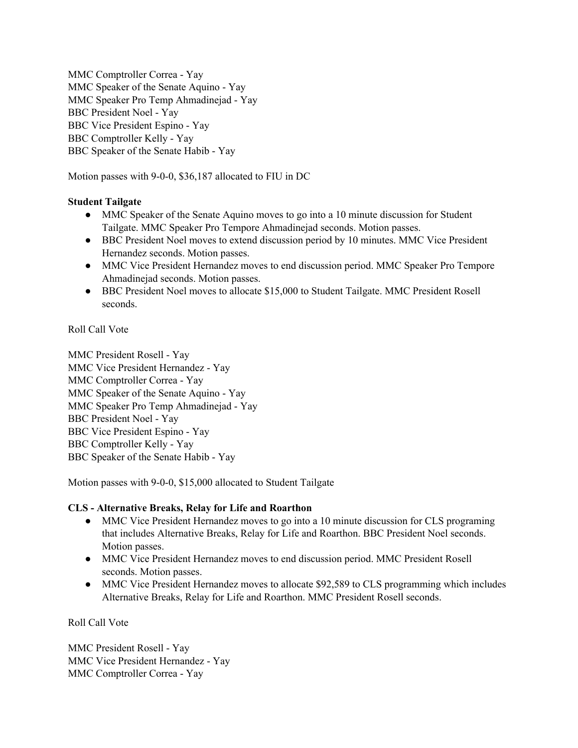MMC Comptroller Correa - Yay
MMC Speaker of the Senate Aquino - Yay
MMC Speaker Pro Temp Ahmadinejad - Yay
BBC President Noel - Yay
BBC Vice President Espino - Yay
BBC Comptroller Kelly - Yay
BBC Speaker of the Senate Habib - Yay

Motion passes with 9-0-0, $36,187 allocated to FIU in DC

**Student Tailgate**

- MMC Speaker of the Senate Aquino moves to go into a 10 minute discussion for Student Tailgate. MMC Speaker Pro Tempore Ahmadinejad seconds. Motion passes.
- BBC President Noel moves to extend discussion period by 10 minutes. MMC Vice President Hernandez seconds. Motion passes.
- MMC Vice President Hernandez moves to end discussion period. MMC Speaker Pro Tempore Ahmadinejad seconds. Motion passes.
- BBC President Noel moves to allocate $15,000 to Student Tailgate. MMC President Rosell seconds.

Roll Call Vote

MMC President Rosell - Yay
MMC Vice President Hernandez - Yay
MMC Comptroller Correa - Yay
MMC Speaker of the Senate Aquino - Yay
MMC Speaker Pro Temp Ahmadinejad - Yay
BBC President Noel - Yay
BBC Vice President Espino - Yay
BBC Comptroller Kelly - Yay
BBC Speaker of the Senate Habib - Yay

Motion passes with 9-0-0, $15,000 allocated to Student Tailgate

**CLS - Alternative Breaks, Relay for Life and Roarthon**

- MMC Vice President Hernandez moves to go into a 10 minute discussion for CLS programing that includes Alternative Breaks, Relay for Life and Roarthon. BBC President Noel seconds. Motion passes.
- MMC Vice President Hernandez moves to end discussion period. MMC President Rosell seconds. Motion passes.
- MMC Vice President Hernandez moves to allocate $92,589 to CLS programming which includes Alternative Breaks, Relay for Life and Roarthon. MMC President Rosell seconds.

Roll Call Vote

MMC President Rosell - Yay
MMC Vice President Hernandez - Yay
MMC Comptroller Correa - Yay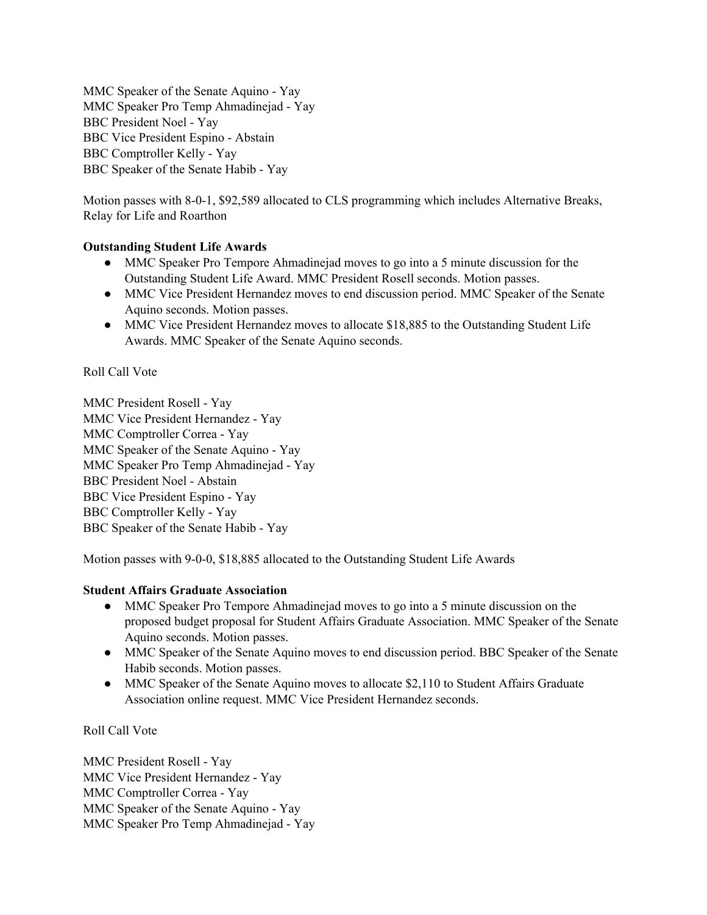MMC Speaker of the Senate Aquino - Yay
MMC Speaker Pro Temp Ahmadinejad - Yay
BBC President Noel - Yay
BBC Vice President Espino - Abstain
BBC Comptroller Kelly - Yay
BBC Speaker of the Senate Habib - Yay

Motion passes with 8-0-1, $92,589 allocated to CLS programming which includes Alternative Breaks, Relay for Life and Roarthon

**Outstanding Student Life Awards**

- MMC Speaker Pro Tempore Ahmadinejad moves to go into a 5 minute discussion for the Outstanding Student Life Award. MMC President Rosell seconds. Motion passes.
- MMC Vice President Hernandez moves to end discussion period. MMC Speaker of the Senate Aquino seconds. Motion passes.
- MMC Vice President Hernandez moves to allocate $18,885 to the Outstanding Student Life Awards. MMC Speaker of the Senate Aquino seconds.

Roll Call Vote

MMC President Rosell - Yay
MMC Vice President Hernandez - Yay
MMC Comptroller Correa - Yay
MMC Speaker of the Senate Aquino - Yay
MMC Speaker Pro Temp Ahmadinejad - Yay
BBC President Noel - Abstain
BBC Vice President Espino - Yay
BBC Comptroller Kelly - Yay
BBC Speaker of the Senate Habib - Yay

Motion passes with 9-0-0, $18,885 allocated to the Outstanding Student Life Awards

**Student Affairs Graduate Association**

- MMC Speaker Pro Tempore Ahmadinejad moves to go into a 5 minute discussion on the proposed budget proposal for Student Affairs Graduate Association. MMC Speaker of the Senate Aquino seconds. Motion passes.
- MMC Speaker of the Senate Aquino moves to end discussion period. BBC Speaker of the Senate Habib seconds. Motion passes.
- MMC Speaker of the Senate Aquino moves to allocate $2,110 to Student Affairs Graduate Association online request. MMC Vice President Hernandez seconds.

Roll Call Vote

MMC President Rosell - Yay
MMC Vice President Hernandez - Yay
MMC Comptroller Correa - Yay
MMC Speaker of the Senate Aquino - Yay
MMC Speaker Pro Temp Ahmadinejad - Yay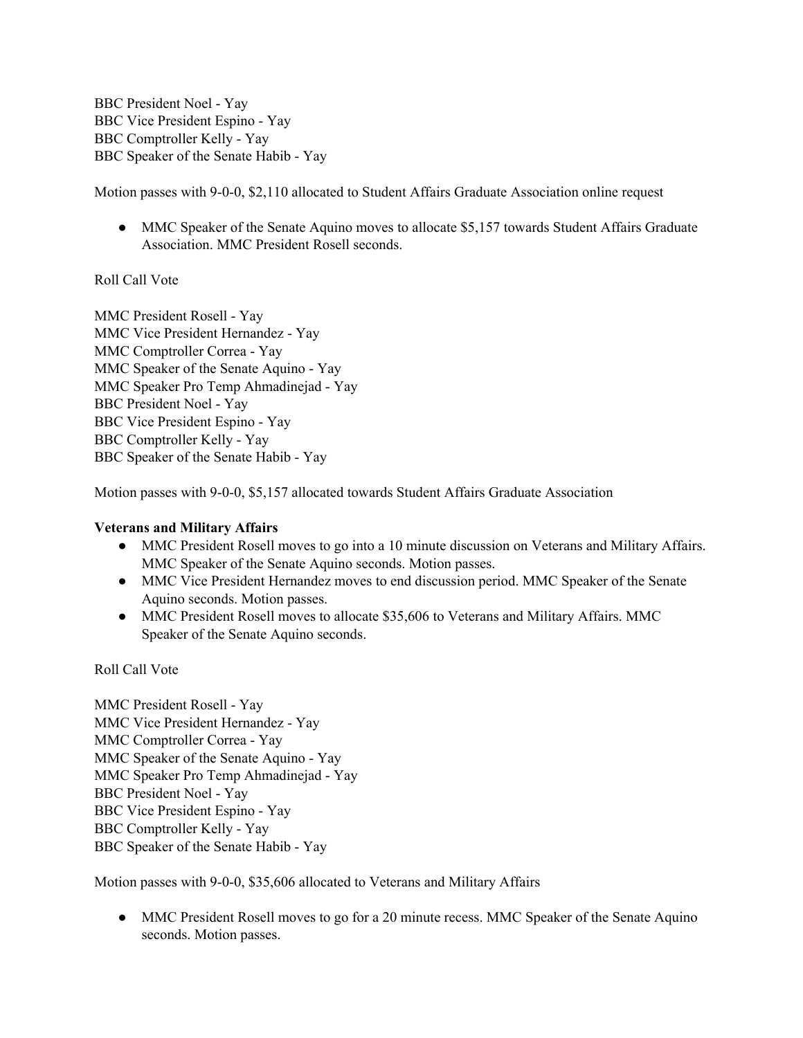BBC President Noel - Yay
BBC Vice President Espino - Yay
BBC Comptroller Kelly - Yay
BBC Speaker of the Senate Habib - Yay

Motion passes with 9-0-0, $2,110 allocated to Student Affairs Graduate Association online request

- MMC Speaker of the Senate Aquino moves to allocate $5,157 towards Student Affairs Graduate Association. MMC President Rosell seconds.

Roll Call Vote

MMC President Rosell - Yay
MMC Vice President Hernandez - Yay
MMC Comptroller Correa - Yay
MMC Speaker of the Senate Aquino - Yay
MMC Speaker Pro Temp Ahmadinejad - Yay
BBC President Noel - Yay
BBC Vice President Espino - Yay
BBC Comptroller Kelly - Yay
BBC Speaker of the Senate Habib - Yay

Motion passes with 9-0-0, $5,157 allocated towards Student Affairs Graduate Association

**Veterans and Military Affairs**

- MMC President Rosell moves to go into a 10 minute discussion on Veterans and Military Affairs. MMC Speaker of the Senate Aquino seconds. Motion passes.
- MMC Vice President Hernandez moves to end discussion period. MMC Speaker of the Senate Aquino seconds. Motion passes.
- MMC President Rosell moves to allocate $35,606 to Veterans and Military Affairs. MMC Speaker of the Senate Aquino seconds.

Roll Call Vote

MMC President Rosell - Yay
MMC Vice President Hernandez - Yay
MMC Comptroller Correa - Yay
MMC Speaker of the Senate Aquino - Yay
MMC Speaker Pro Temp Ahmadinejad - Yay
BBC President Noel - Yay
BBC Vice President Espino - Yay
BBC Comptroller Kelly - Yay
BBC Speaker of the Senate Habib - Yay

Motion passes with 9-0-0, $35,606 allocated to Veterans and Military Affairs

- MMC President Rosell moves to go for a 20 minute recess. MMC Speaker of the Senate Aquino seconds. Motion passes.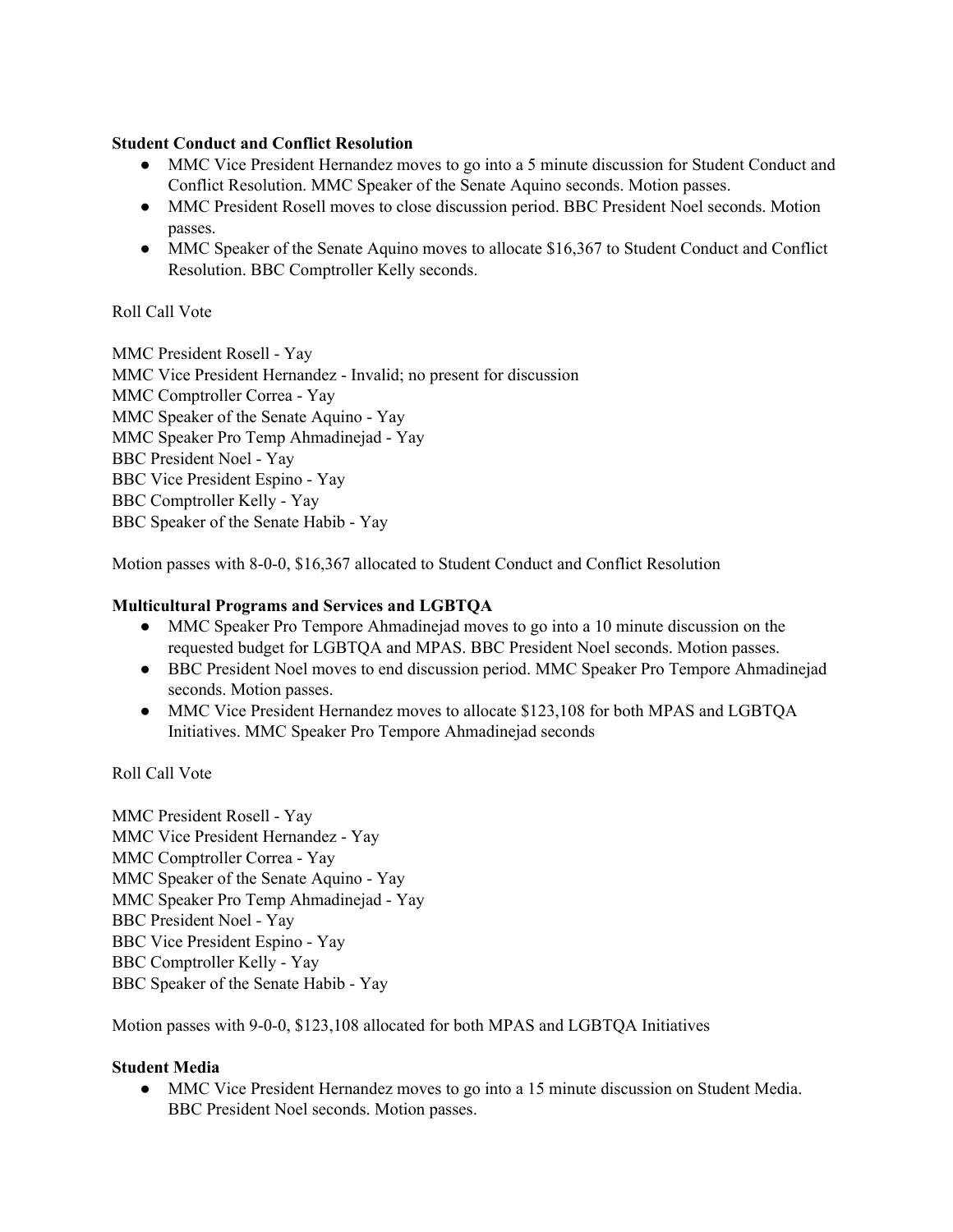**Student Conduct and Conflict Resolution**

- MMC Vice President Hernandez moves to go into a 5 minute discussion for Student Conduct and Conflict Resolution. MMC Speaker of the Senate Aquino seconds. Motion passes.
- MMC President Rosell moves to close discussion period. BBC President Noel seconds. Motion passes.
- MMC Speaker of the Senate Aquino moves to allocate $16,367 to Student Conduct and Conflict Resolution. BBC Comptroller Kelly seconds.

Roll Call Vote

MMC President Rosell - Yay
MMC Vice President Hernandez - Invalid; no present for discussion
MMC Comptroller Correa - Yay
MMC Speaker of the Senate Aquino - Yay
MMC Speaker Pro Temp Ahmadinejad - Yay
BBC President Noel - Yay
BBC Vice President Espino - Yay
BBC Comptroller Kelly - Yay
BBC Speaker of the Senate Habib - Yay

Motion passes with 8-0-0, $16,367 allocated to Student Conduct and Conflict Resolution

**Multicultural Programs and Services and LGBTQA**

- MMC Speaker Pro Tempore Ahmadinejad moves to go into a 10 minute discussion on the requested budget for LGBTQA and MPAS. BBC President Noel seconds. Motion passes.
- BBC President Noel moves to end discussion period. MMC Speaker Pro Tempore Ahmadinejad seconds. Motion passes.
- MMC Vice President Hernandez moves to allocate $123,108 for both MPAS and LGBTQA Initiatives. MMC Speaker Pro Tempore Ahmadinejad seconds

Roll Call Vote

MMC President Rosell - Yay
MMC Vice President Hernandez - Yay
MMC Comptroller Correa - Yay
MMC Speaker of the Senate Aquino - Yay
MMC Speaker Pro Temp Ahmadinejad - Yay
BBC President Noel - Yay
BBC Vice President Espino - Yay
BBC Comptroller Kelly - Yay
BBC Speaker of the Senate Habib - Yay

Motion passes with 9-0-0, $123,108 allocated for both MPAS and LGBTQA Initiatives

**Student Media**

- MMC Vice President Hernandez moves to go into a 15 minute discussion on Student Media. BBC President Noel seconds. Motion passes.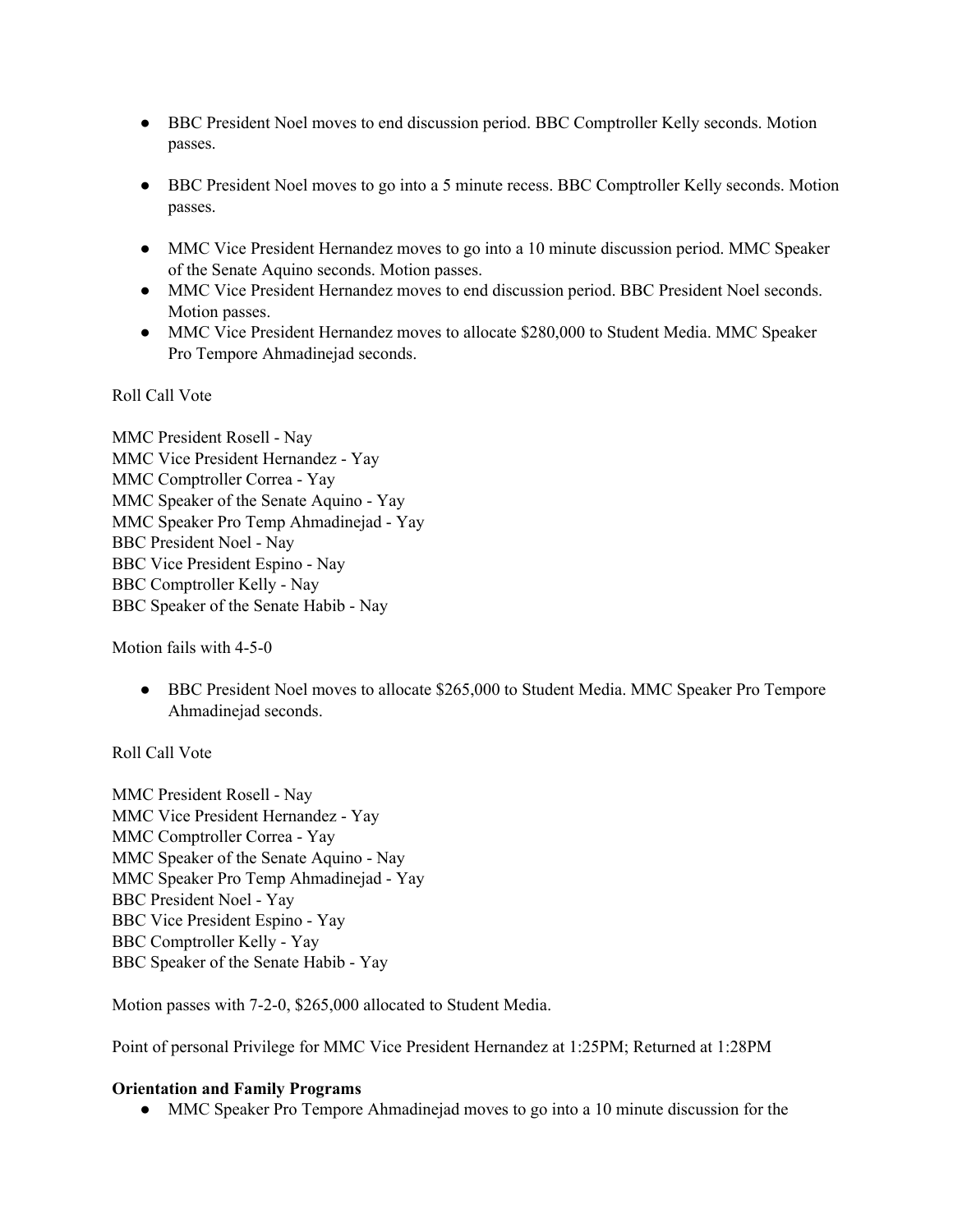- BBC President Noel moves to end discussion period. BBC Comptroller Kelly seconds. Motion passes.

- BBC President Noel moves to go into a 5 minute recess. BBC Comptroller Kelly seconds. Motion passes.

- MMC Vice President Hernandez moves to go into a 10 minute discussion period. MMC Speaker of the Senate Aquino seconds. Motion passes.
- MMC Vice President Hernandez moves to end discussion period. BBC President Noel seconds. Motion passes.
- MMC Vice President Hernandez moves to allocate $280,000 to Student Media. MMC Speaker Pro Tempore Ahmadinejad seconds.

Roll Call Vote

MMC President Rosell - Nay
MMC Vice President Hernandez - Yay
MMC Comptroller Correa - Yay
MMC Speaker of the Senate Aquino - Yay
MMC Speaker Pro Temp Ahmadinejad - Yay
BBC President Noel - Nay
BBC Vice President Espino - Nay
BBC Comptroller Kelly - Nay
BBC Speaker of the Senate Habib - Nay

Motion fails with 4-5-0

- BBC President Noel moves to allocate $265,000 to Student Media. MMC Speaker Pro Tempore Ahmadinejad seconds.

Roll Call Vote

MMC President Rosell - Nay
MMC Vice President Hernandez - Yay
MMC Comptroller Correa - Yay
MMC Speaker of the Senate Aquino - Nay
MMC Speaker Pro Temp Ahmadinejad - Yay
BBC President Noel - Yay
BBC Vice President Espino - Yay
BBC Comptroller Kelly - Yay
BBC Speaker of the Senate Habib - Yay

Motion passes with 7-2-0, $265,000 allocated to Student Media.

Point of personal Privilege for MMC Vice President Hernandez at 1:25PM; Returned at 1:28PM

**Orientation and Family Programs**

- MMC Speaker Pro Tempore Ahmadinejad moves to go into a 10 minute discussion for the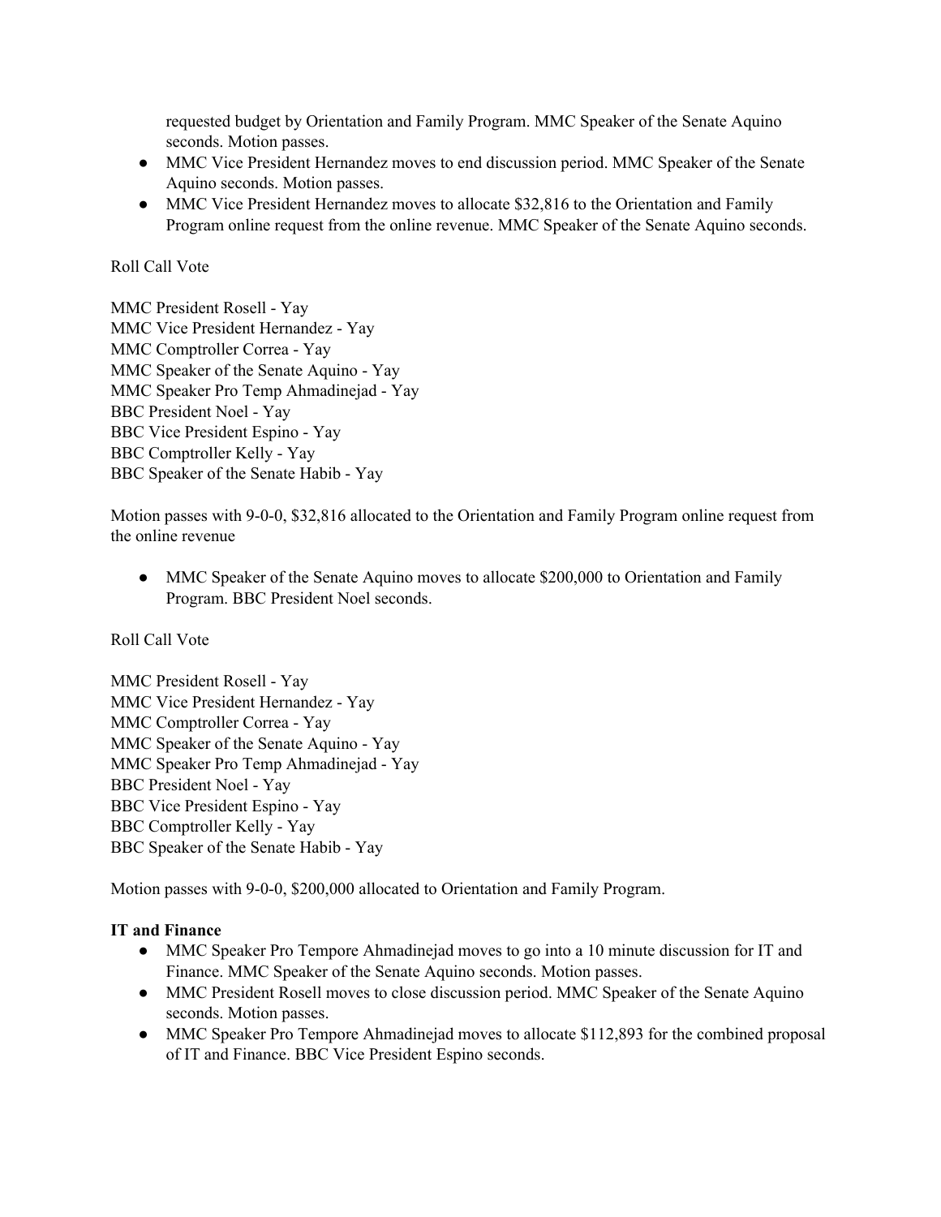requested budget by Orientation and Family Program. MMC Speaker of the Senate Aquino seconds. Motion passes.

- MMC Vice President Hernandez moves to end discussion period. MMC Speaker of the Senate Aquino seconds. Motion passes.
- MMC Vice President Hernandez moves to allocate $32,816 to the Orientation and Family Program online request from the online revenue. MMC Speaker of the Senate Aquino seconds.

Roll Call Vote

MMC President Rosell - Yay
MMC Vice President Hernandez - Yay
MMC Comptroller Correa - Yay
MMC Speaker of the Senate Aquino - Yay
MMC Speaker Pro Temp Ahmadinejad - Yay
BBC President Noel - Yay
BBC Vice President Espino - Yay
BBC Comptroller Kelly - Yay
BBC Speaker of the Senate Habib - Yay

Motion passes with 9-0-0, $32,816 allocated to the Orientation and Family Program online request from the online revenue

- MMC Speaker of the Senate Aquino moves to allocate $200,000 to Orientation and Family Program. BBC President Noel seconds.

Roll Call Vote

MMC President Rosell - Yay
MMC Vice President Hernandez - Yay
MMC Comptroller Correa - Yay
MMC Speaker of the Senate Aquino - Yay
MMC Speaker Pro Temp Ahmadinejad - Yay
BBC President Noel - Yay
BBC Vice President Espino - Yay
BBC Comptroller Kelly - Yay
BBC Speaker of the Senate Habib - Yay

Motion passes with 9-0-0, $200,000 allocated to Orientation and Family Program.

**IT and Finance**

- MMC Speaker Pro Tempore Ahmadinejad moves to go into a 10 minute discussion for IT and Finance. MMC Speaker of the Senate Aquino seconds. Motion passes.
- MMC President Rosell moves to close discussion period. MMC Speaker of the Senate Aquino seconds. Motion passes.
- MMC Speaker Pro Tempore Ahmadinejad moves to allocate $112,893 for the combined proposal of IT and Finance. BBC Vice President Espino seconds.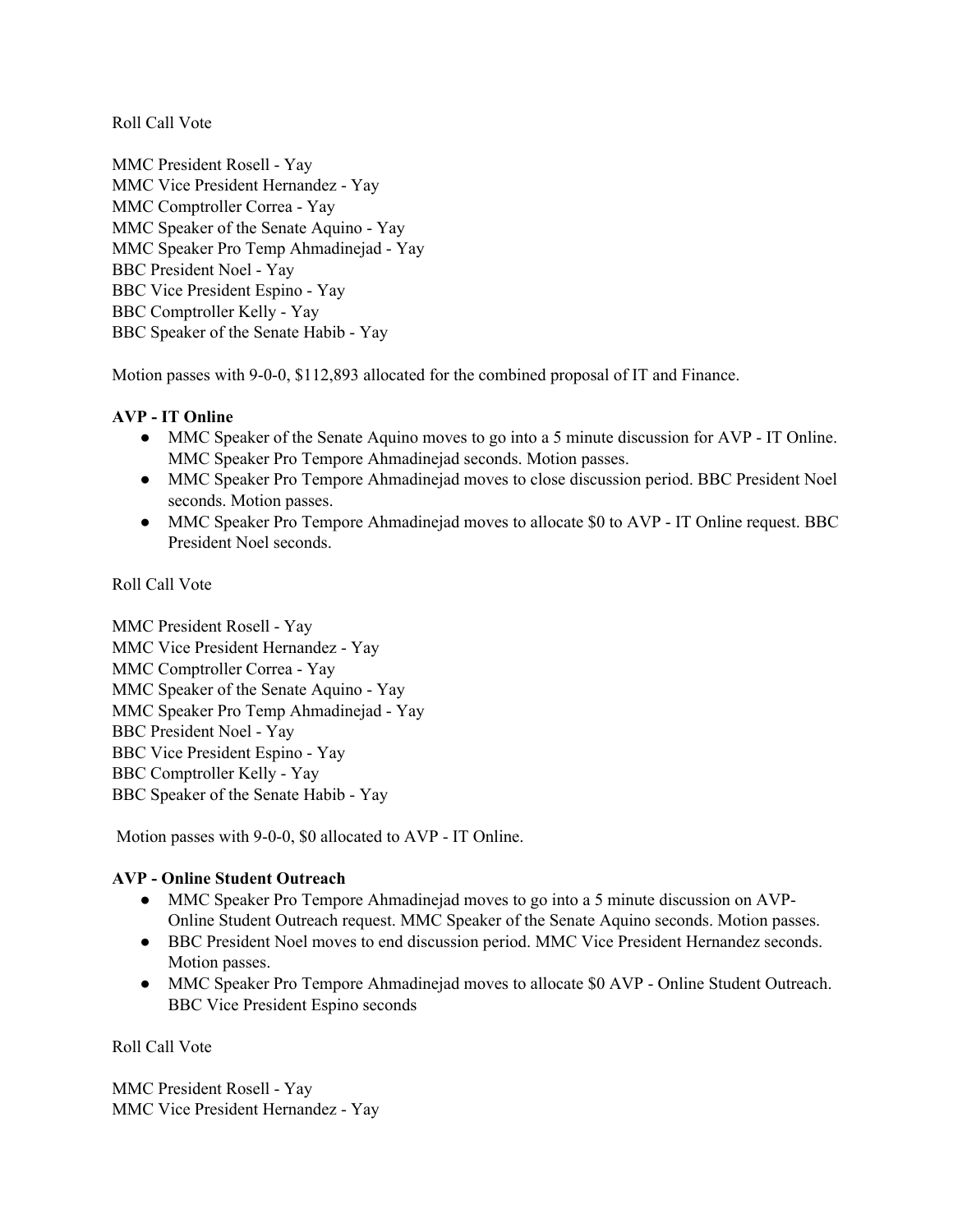Roll Call Vote

MMC President Rosell - Yay
MMC Vice President Hernandez - Yay
MMC Comptroller Correa - Yay
MMC Speaker of the Senate Aquino - Yay
MMC Speaker Pro Temp Ahmadinejad - Yay
BBC President Noel - Yay
BBC Vice President Espino - Yay
BBC Comptroller Kelly - Yay
BBC Speaker of the Senate Habib - Yay

Motion passes with 9-0-0, $112,893 allocated for the combined proposal of IT and Finance.

**AVP - IT Online**

- MMC Speaker of the Senate Aquino moves to go into a 5 minute discussion for AVP - IT Online. MMC Speaker Pro Tempore Ahmadinejad seconds. Motion passes.
- MMC Speaker Pro Tempore Ahmadinejad moves to close discussion period. BBC President Noel seconds. Motion passes.
- MMC Speaker Pro Tempore Ahmadinejad moves to allocate $0 to AVP - IT Online request. BBC President Noel seconds.

Roll Call Vote

MMC President Rosell - Yay
MMC Vice President Hernandez - Yay
MMC Comptroller Correa - Yay
MMC Speaker of the Senate Aquino - Yay
MMC Speaker Pro Temp Ahmadinejad - Yay
BBC President Noel - Yay
BBC Vice President Espino - Yay
BBC Comptroller Kelly - Yay
BBC Speaker of the Senate Habib - Yay

Motion passes with 9-0-0, $0 allocated to AVP - IT Online.

**AVP - Online Student Outreach**

- MMC Speaker Pro Tempore Ahmadinejad moves to go into a 5 minute discussion on AVP- Online Student Outreach request. MMC Speaker of the Senate Aquino seconds. Motion passes.
- BBC President Noel moves to end discussion period. MMC Vice President Hernandez seconds. Motion passes.
- MMC Speaker Pro Tempore Ahmadinejad moves to allocate $0 AVP - Online Student Outreach. BBC Vice President Espino seconds

Roll Call Vote

MMC President Rosell - Yay
MMC Vice President Hernandez - Yay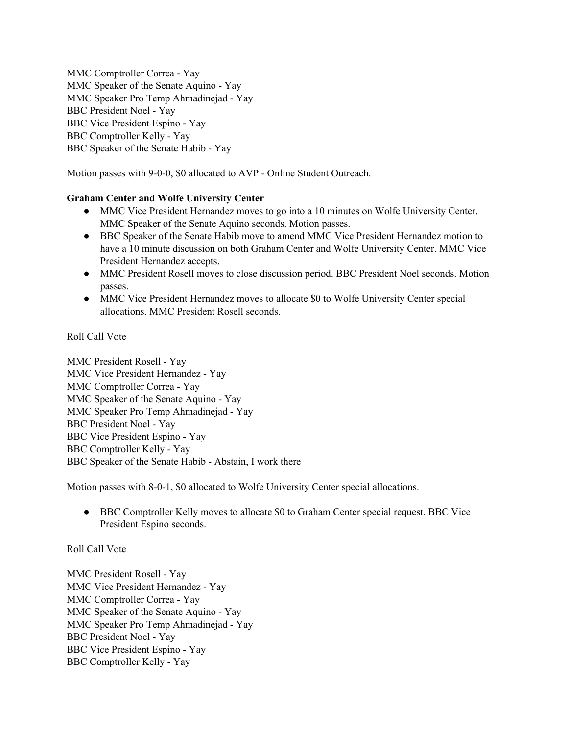MMC Comptroller Correa - Yay
MMC Speaker of the Senate Aquino - Yay
MMC Speaker Pro Temp Ahmadinejad - Yay
BBC President Noel - Yay
BBC Vice President Espino - Yay
BBC Comptroller Kelly - Yay
BBC Speaker of the Senate Habib - Yay

Motion passes with 9-0-0, $0 allocated to AVP - Online Student Outreach.

**Graham Center and Wolfe University Center**

- MMC Vice President Hernandez moves to go into a 10 minutes on Wolfe University Center. MMC Speaker of the Senate Aquino seconds. Motion passes.
- BBC Speaker of the Senate Habib move to amend MMC Vice President Hernandez motion to have a 10 minute discussion on both Graham Center and Wolfe University Center. MMC Vice President Hernandez accepts.
- MMC President Rosell moves to close discussion period. BBC President Noel seconds. Motion passes.
- MMC Vice President Hernandez moves to allocate $0 to Wolfe University Center special allocations. MMC President Rosell seconds.

Roll Call Vote

MMC President Rosell - Yay
MMC Vice President Hernandez - Yay
MMC Comptroller Correa - Yay
MMC Speaker of the Senate Aquino - Yay
MMC Speaker Pro Temp Ahmadinejad - Yay
BBC President Noel - Yay
BBC Vice President Espino - Yay
BBC Comptroller Kelly - Yay
BBC Speaker of the Senate Habib - Abstain, I work there

Motion passes with 8-0-1, $0 allocated to Wolfe University Center special allocations.

- BBC Comptroller Kelly moves to allocate $0 to Graham Center special request. BBC Vice President Espino seconds.

Roll Call Vote

MMC President Rosell - Yay
MMC Vice President Hernandez - Yay
MMC Comptroller Correa - Yay
MMC Speaker of the Senate Aquino - Yay
MMC Speaker Pro Temp Ahmadinejad - Yay
BBC President Noel - Yay
BBC Vice President Espino - Yay
BBC Comptroller Kelly - Yay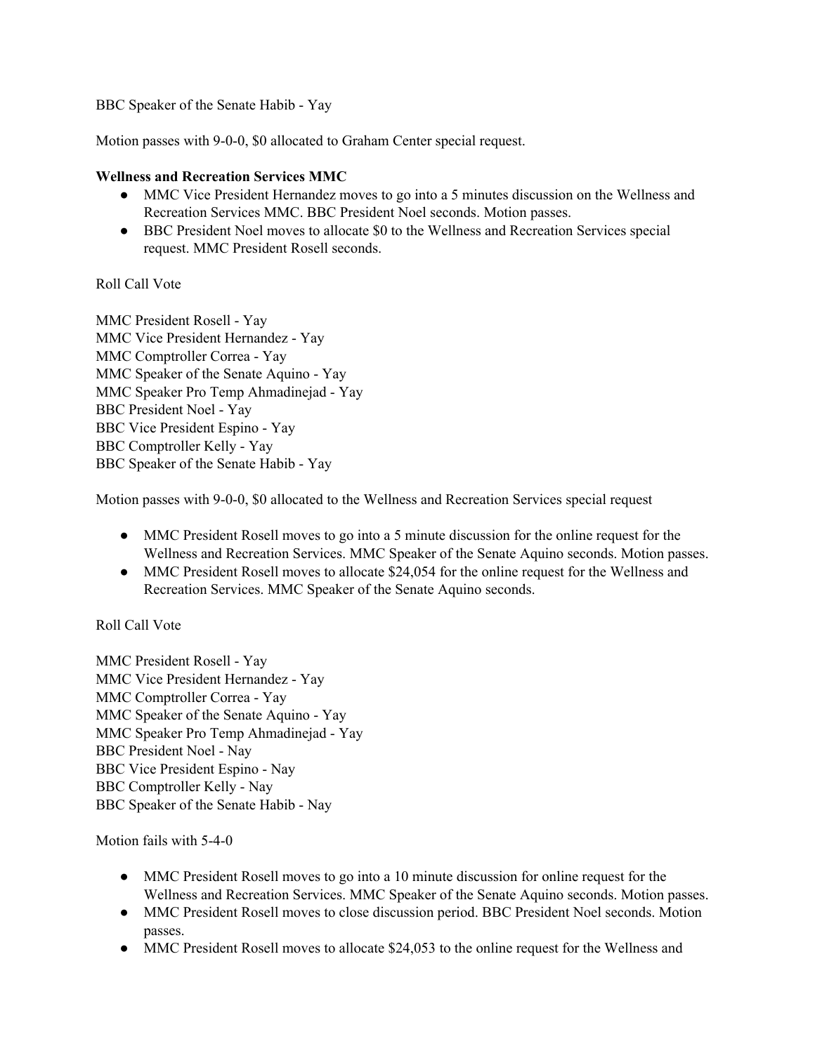BBC Speaker of the Senate Habib - Yay

Motion passes with 9-0-0, $0 allocated to Graham Center special request.

**Wellness and Recreation Services MMC**

- MMC Vice President Hernandez moves to go into a 5 minutes discussion on the Wellness and Recreation Services MMC. BBC President Noel seconds. Motion passes.
- BBC President Noel moves to allocate $0 to the Wellness and Recreation Services special request. MMC President Rosell seconds.

Roll Call Vote

MMC President Rosell - Yay
MMC Vice President Hernandez - Yay
MMC Comptroller Correa - Yay
MMC Speaker of the Senate Aquino - Yay
MMC Speaker Pro Temp Ahmadinejad - Yay
BBC President Noel - Yay
BBC Vice President Espino - Yay
BBC Comptroller Kelly - Yay
BBC Speaker of the Senate Habib - Yay

Motion passes with 9-0-0, $0 allocated to the Wellness and Recreation Services special request

- MMC President Rosell moves to go into a 5 minute discussion for the online request for the Wellness and Recreation Services. MMC Speaker of the Senate Aquino seconds. Motion passes.
- MMC President Rosell moves to allocate $24,054 for the online request for the Wellness and Recreation Services. MMC Speaker of the Senate Aquino seconds.

Roll Call Vote

MMC President Rosell - Yay
MMC Vice President Hernandez - Yay
MMC Comptroller Correa - Yay
MMC Speaker of the Senate Aquino - Yay
MMC Speaker Pro Temp Ahmadinejad - Yay
BBC President Noel - Nay
BBC Vice President Espino - Nay
BBC Comptroller Kelly - Nay
BBC Speaker of the Senate Habib - Nay

Motion fails with 5-4-0

- MMC President Rosell moves to go into a 10 minute discussion for online request for the Wellness and Recreation Services. MMC Speaker of the Senate Aquino seconds. Motion passes.
- MMC President Rosell moves to close discussion period. BBC President Noel seconds. Motion passes.
- MMC President Rosell moves to allocate $24,053 to the online request for the Wellness and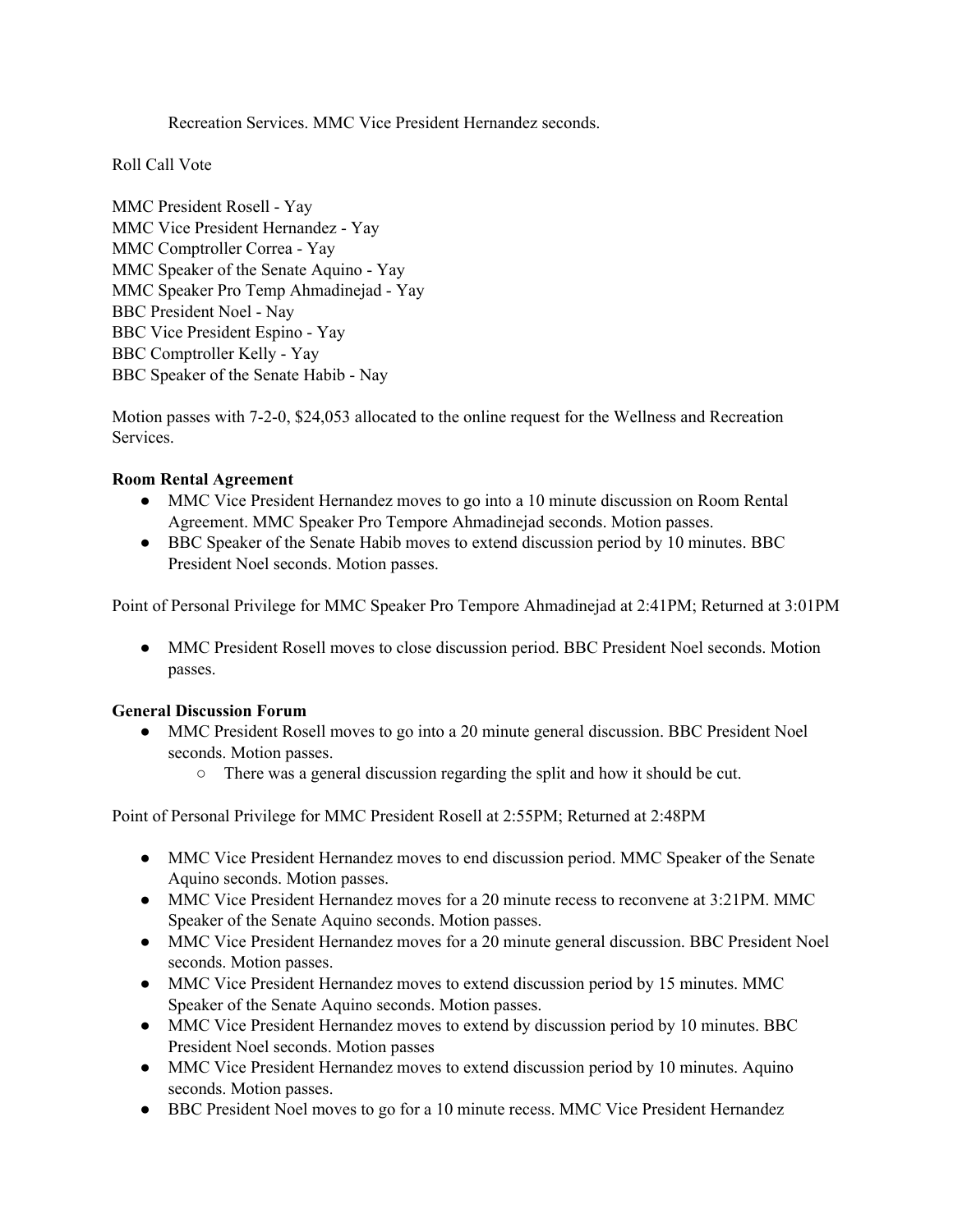Recreation Services. MMC Vice President Hernandez seconds.

Roll Call Vote

MMC President Rosell - Yay
MMC Vice President Hernandez - Yay
MMC Comptroller Correa - Yay
MMC Speaker of the Senate Aquino - Yay
MMC Speaker Pro Temp Ahmadinejad - Yay
BBC President Noel - Nay
BBC Vice President Espino - Yay
BBC Comptroller Kelly - Yay
BBC Speaker of the Senate Habib - Nay

Motion passes with 7-2-0, $24,053 allocated to the online request for the Wellness and Recreation Services.

**Room Rental Agreement**

- MMC Vice President Hernandez moves to go into a 10 minute discussion on Room Rental Agreement. MMC Speaker Pro Tempore Ahmadinejad seconds. Motion passes.
- BBC Speaker of the Senate Habib moves to extend discussion period by 10 minutes. BBC President Noel seconds. Motion passes.

Point of Personal Privilege for MMC Speaker Pro Tempore Ahmadinejad at 2:41PM; Returned at 3:01PM

- MMC President Rosell moves to close discussion period. BBC President Noel seconds. Motion passes.

**General Discussion Forum**

- MMC President Rosell moves to go into a 20 minute general discussion. BBC President Noel seconds. Motion passes.
  - There was a general discussion regarding the split and how it should be cut.

Point of Personal Privilege for MMC President Rosell at 2:55PM; Returned at 2:48PM

- MMC Vice President Hernandez moves to end discussion period. MMC Speaker of the Senate Aquino seconds. Motion passes.
- MMC Vice President Hernandez moves for a 20 minute recess to reconvene at 3:21PM. MMC Speaker of the Senate Aquino seconds. Motion passes.
- MMC Vice President Hernandez moves for a 20 minute general discussion. BBC President Noel seconds. Motion passes.
- MMC Vice President Hernandez moves to extend discussion period by 15 minutes. MMC Speaker of the Senate Aquino seconds. Motion passes.
- MMC Vice President Hernandez moves to extend by discussion period by 10 minutes. BBC President Noel seconds. Motion passes
- MMC Vice President Hernandez moves to extend discussion period by 10 minutes. Aquino seconds. Motion passes.
- BBC President Noel moves to go for a 10 minute recess. MMC Vice President Hernandez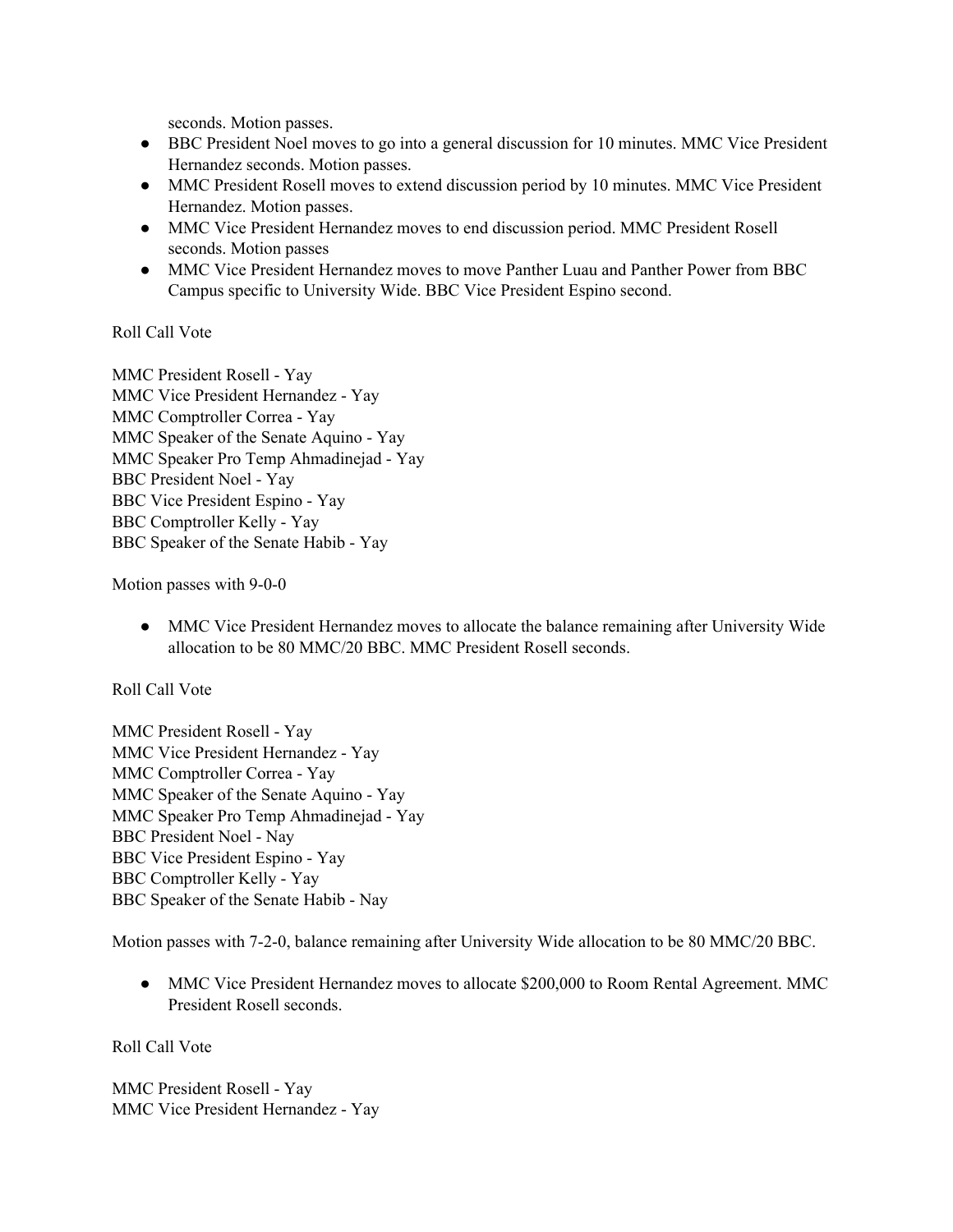seconds. Motion passes.

- BBC President Noel moves to go into a general discussion for 10 minutes. MMC Vice President Hernandez seconds. Motion passes.
- MMC President Rosell moves to extend discussion period by 10 minutes. MMC Vice President Hernandez. Motion passes.
- MMC Vice President Hernandez moves to end discussion period. MMC President Rosell seconds. Motion passes
- MMC Vice President Hernandez moves to move Panther Luau and Panther Power from BBC Campus specific to University Wide. BBC Vice President Espino second.

Roll Call Vote

MMC President Rosell - Yay
MMC Vice President Hernandez - Yay
MMC Comptroller Correa - Yay
MMC Speaker of the Senate Aquino - Yay
MMC Speaker Pro Temp Ahmadinejad - Yay
BBC President Noel - Yay
BBC Vice President Espino - Yay
BBC Comptroller Kelly - Yay
BBC Speaker of the Senate Habib - Yay

Motion passes with 9-0-0

- MMC Vice President Hernandez moves to allocate the balance remaining after University Wide allocation to be 80 MMC/20 BBC. MMC President Rosell seconds.

Roll Call Vote

MMC President Rosell - Yay
MMC Vice President Hernandez - Yay
MMC Comptroller Correa - Yay
MMC Speaker of the Senate Aquino - Yay
MMC Speaker Pro Temp Ahmadinejad - Yay
BBC President Noel - Nay
BBC Vice President Espino - Yay
BBC Comptroller Kelly - Yay
BBC Speaker of the Senate Habib - Nay

Motion passes with 7-2-0, balance remaining after University Wide allocation to be 80 MMC/20 BBC.

- MMC Vice President Hernandez moves to allocate $200,000 to Room Rental Agreement. MMC President Rosell seconds.

Roll Call Vote

MMC President Rosell - Yay
MMC Vice President Hernandez - Yay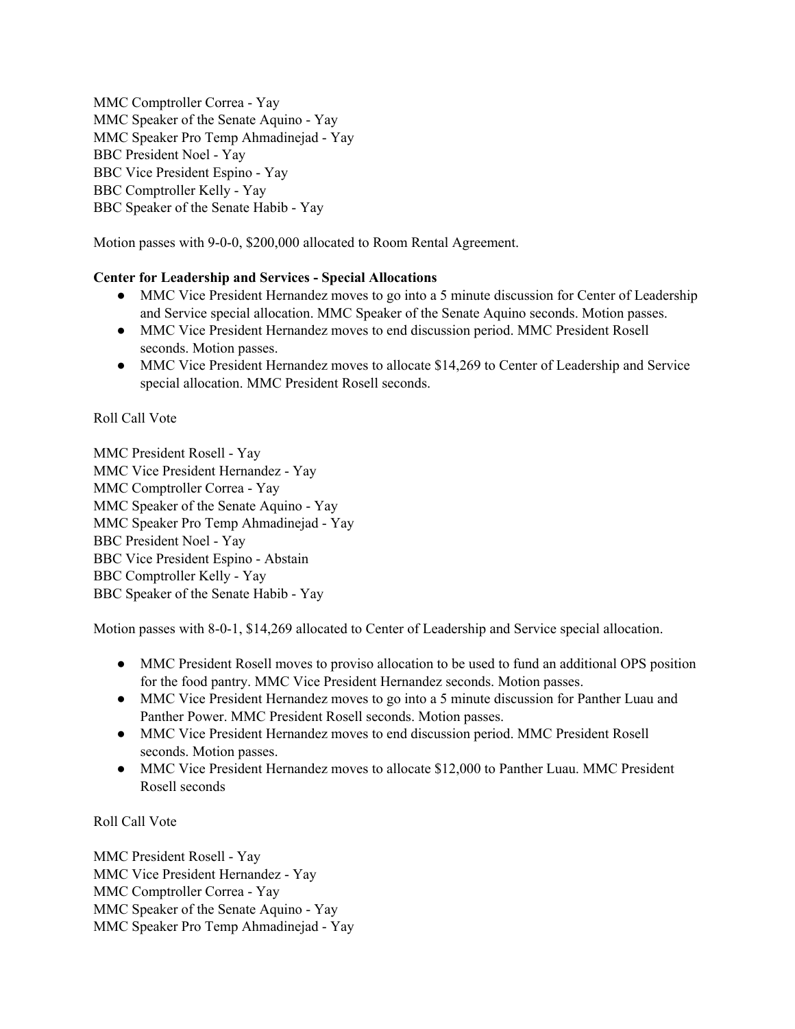MMC Comptroller Correa - Yay
MMC Speaker of the Senate Aquino - Yay
MMC Speaker Pro Temp Ahmadinejad - Yay
BBC President Noel - Yay
BBC Vice President Espino - Yay
BBC Comptroller Kelly - Yay
BBC Speaker of the Senate Habib - Yay

Motion passes with 9-0-0, $200,000 allocated to Room Rental Agreement.

**Center for Leadership and Services - Special Allocations**

- MMC Vice President Hernandez moves to go into a 5 minute discussion for Center of Leadership and Service special allocation. MMC Speaker of the Senate Aquino seconds. Motion passes.
- MMC Vice President Hernandez moves to end discussion period. MMC President Rosell seconds. Motion passes.
- MMC Vice President Hernandez moves to allocate $14,269 to Center of Leadership and Service special allocation. MMC President Rosell seconds.

Roll Call Vote

MMC President Rosell - Yay
MMC Vice President Hernandez - Yay
MMC Comptroller Correa - Yay
MMC Speaker of the Senate Aquino - Yay
MMC Speaker Pro Temp Ahmadinejad - Yay
BBC President Noel - Yay
BBC Vice President Espino - Abstain
BBC Comptroller Kelly - Yay
BBC Speaker of the Senate Habib - Yay

Motion passes with 8-0-1, $14,269 allocated to Center of Leadership and Service special allocation.

- MMC President Rosell moves to proviso allocation to be used to fund an additional OPS position for the food pantry. MMC Vice President Hernandez seconds. Motion passes.
- MMC Vice President Hernandez moves to go into a 5 minute discussion for Panther Luau and Panther Power. MMC President Rosell seconds. Motion passes.
- MMC Vice President Hernandez moves to end discussion period. MMC President Rosell seconds. Motion passes.
- MMC Vice President Hernandez moves to allocate $12,000 to Panther Luau. MMC President Rosell seconds

Roll Call Vote

MMC President Rosell - Yay
MMC Vice President Hernandez - Yay
MMC Comptroller Correa - Yay
MMC Speaker of the Senate Aquino - Yay
MMC Speaker Pro Temp Ahmadinejad - Yay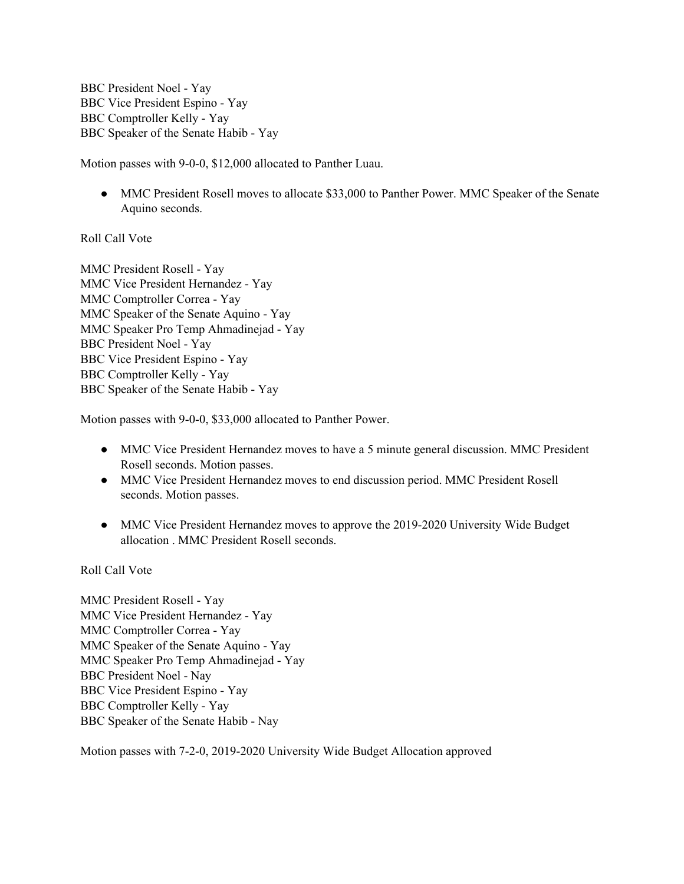BBC President Noel - Yay
BBC Vice President Espino - Yay
BBC Comptroller Kelly - Yay
BBC Speaker of the Senate Habib - Yay

Motion passes with 9-0-0, $12,000 allocated to Panther Luau.

- MMC President Rosell moves to allocate $33,000 to Panther Power. MMC Speaker of the Senate Aquino seconds.

Roll Call Vote

MMC President Rosell - Yay
MMC Vice President Hernandez - Yay
MMC Comptroller Correa - Yay
MMC Speaker of the Senate Aquino - Yay
MMC Speaker Pro Temp Ahmadinejad - Yay
BBC President Noel - Yay
BBC Vice President Espino - Yay
BBC Comptroller Kelly - Yay
BBC Speaker of the Senate Habib - Yay

Motion passes with 9-0-0, $33,000 allocated to Panther Power.

- MMC Vice President Hernandez moves to have a 5 minute general discussion. MMC President Rosell seconds. Motion passes.
- MMC Vice President Hernandez moves to end discussion period. MMC President Rosell seconds. Motion passes.
- MMC Vice President Hernandez moves to approve the 2019-2020 University Wide Budget allocation . MMC President Rosell seconds.

Roll Call Vote

MMC President Rosell - Yay
MMC Vice President Hernandez - Yay
MMC Comptroller Correa - Yay
MMC Speaker of the Senate Aquino - Yay
MMC Speaker Pro Temp Ahmadinejad - Yay
BBC President Noel - Nay
BBC Vice President Espino - Yay
BBC Comptroller Kelly - Yay
BBC Speaker of the Senate Habib - Nay

Motion passes with 7-2-0, 2019-2020 University Wide Budget Allocation approved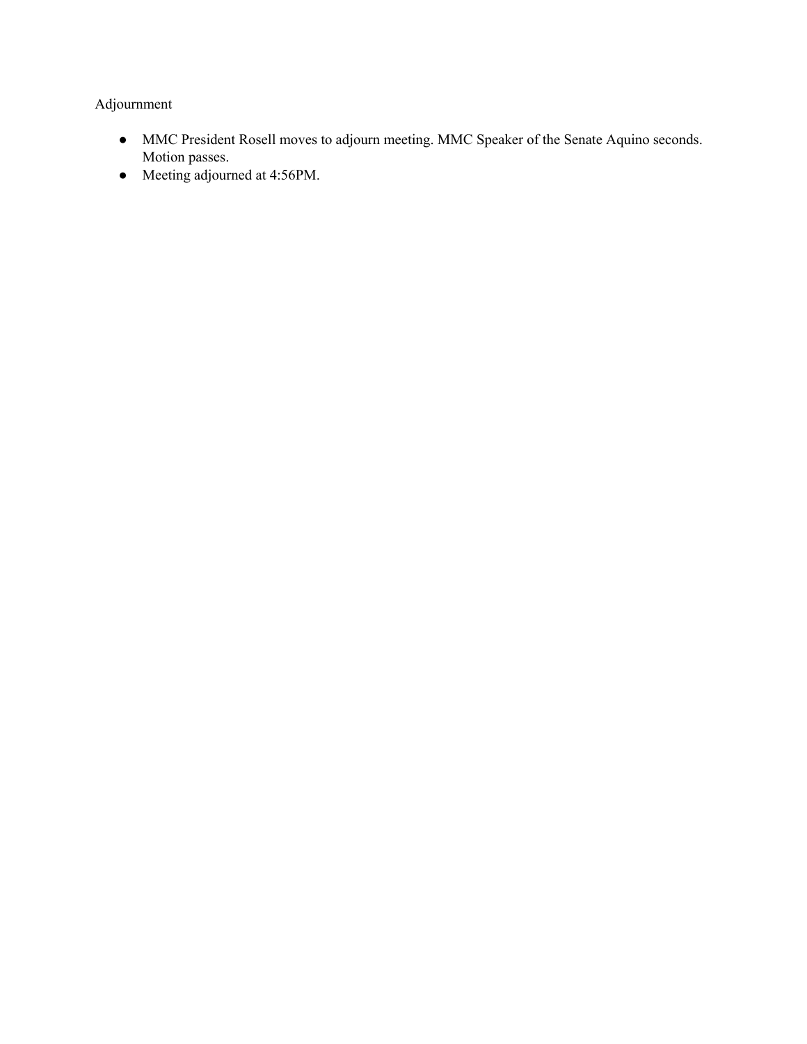Adjournment

- MMC President Rosell moves to adjourn meeting. MMC Speaker of the Senate Aquino seconds. Motion passes.
- Meeting adjourned at 4:56PM.